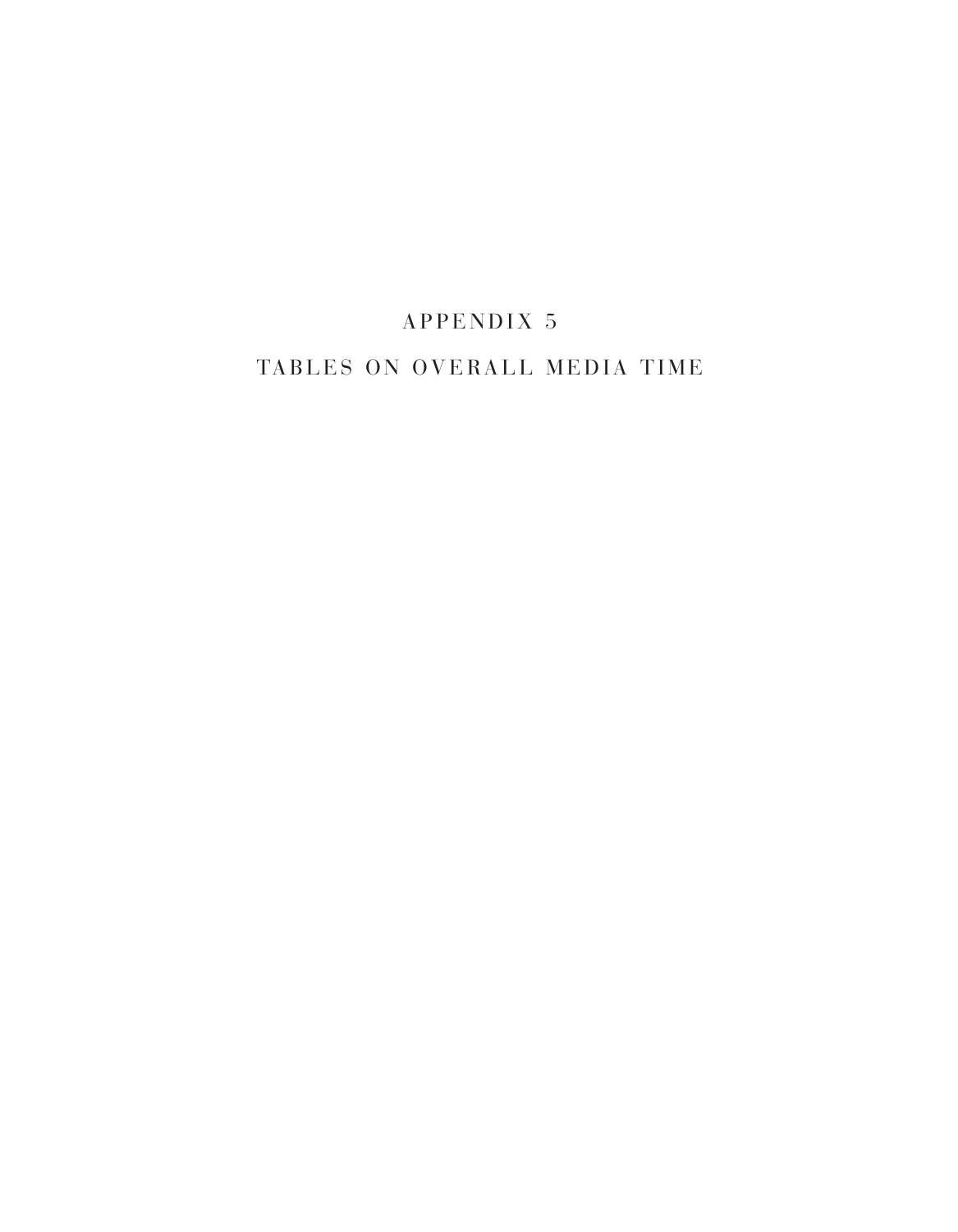# APPENDIX 5

## TABLES ON OVERALL MEDIA TIME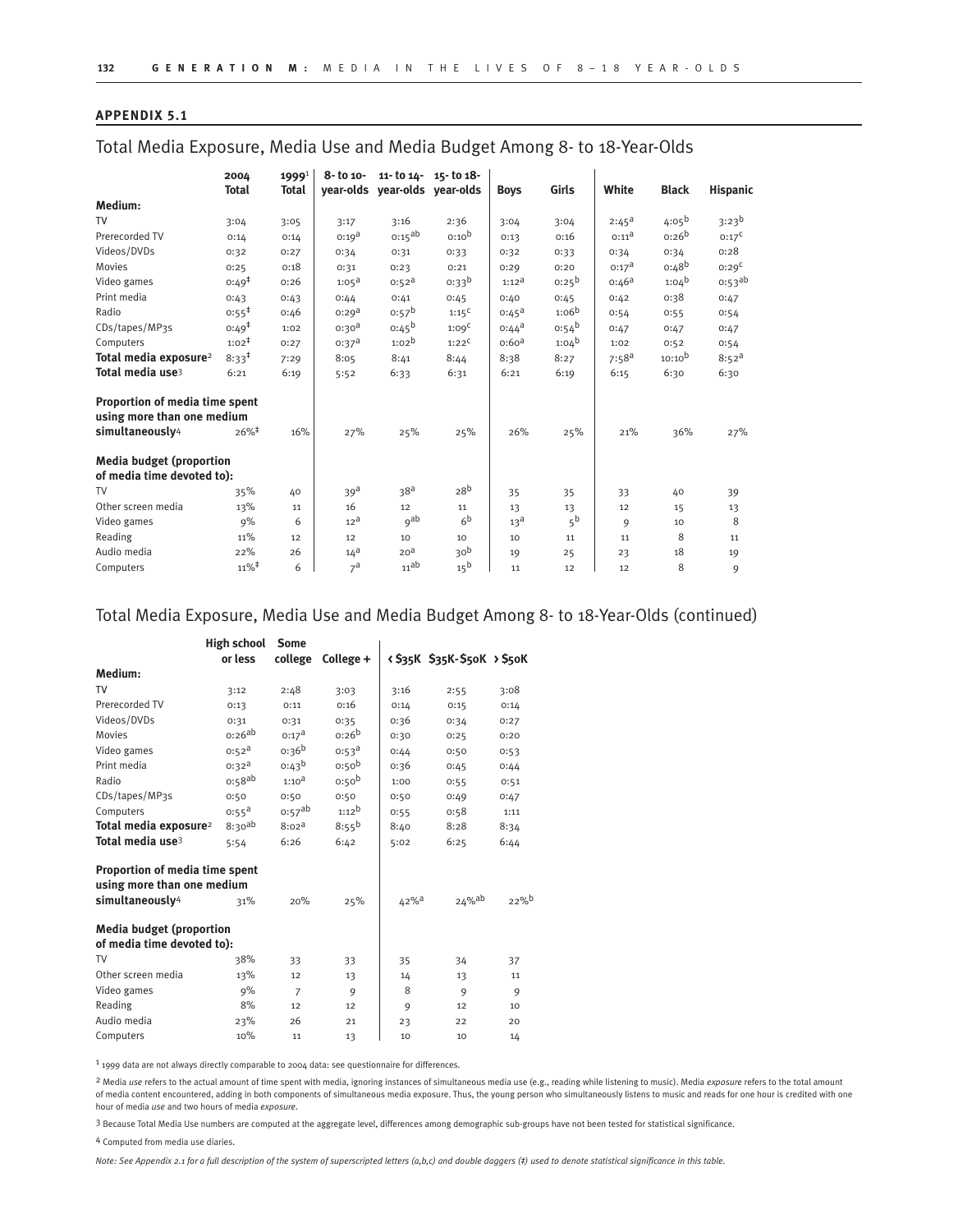## APPENDIX 5.1

# Total Media Exposure, Media Use and Media Budget Among 8- to 18-Year-Olds

| | 2004 Total | 1999[1] Total | 8- to 10-year-olds | 11- to 14-year-olds | 15- to 18-year-olds | Boys | Girls | White | Black | Hispanic |
|---|---|---|---|---|---|---|---|---|---|---|
| **Medium:** | | | | | | | | | | |
| TV | 3:04 | 3:05 | 3:17 | 3:16 | 2:36 | 3:04 | 3:04 | 2:45[a] | 4:05[b] | 3:23[b] |
| Prerecorded TV | 0:14 | 0:14 | 0:19[a] | 0:15[ab] | 0:10[b] | 0:13 | 0:16 | 0:11[a] | 0:26[b] | 0:17[c] |
| Videos/DVDs | 0:32 | 0:27 | 0:34 | 0:31 | 0:33 | 0:32 | 0:33 | 0:34 | 0:34 | 0:28 |
| Movies | 0:25 | 0:18 | 0:31 | 0:23 | 0:21 | 0:29 | 0:20 | 0:17[a] | 0:48[b] | 0:29[c] |
| Video games | 0:49[‡] | 0:26 | 1:05[a] | 0:52[a] | 0:33[b] | 1:12[a] | 0:25[b] | 0:46[a] | 1:04[b] | 0:53[ab] |
| Print media | 0:43 | 0:43 | 0:44 | 0:41 | 0:45 | 0:40 | 0:45 | 0:42 | 0:38 | 0:47 |
| Radio | 0:55[‡] | 0:46 | 0:29[a] | 0:57[b] | 1:15[c] | 0:45[a] | 1:06[b] | 0:54 | 0:55 | 0:54 |
| CDs/tapes/MP3s | 0:49[‡] | 1:02 | 0:30[a] | 0:45[b] | 1:09[c] | 0:44[a] | 0:54[b] | 0:47 | 0:47 | 0:47 |
| Computers | 1:02[‡] | 0:27 | 0:37[a] | 1:02[b] | 1:22[c] | 0:60[a] | 1:04[b] | 1:02 | 0:52 | 0:54 |
| **Total media exposure**[2] | 8:33[‡] | 7:29 | 8:05 | 8:41 | 8:44 | 8:38 | 8:27 | 7:58[a] | 10:10[b] | 8:52[a] |
| **Total media use**[3] | 6:21 | 6:19 | 5:52 | 6:33 | 6:31 | 6:21 | 6:19 | 6:15 | 6:30 | 6:30 |
| **Proportion of media time spent using more than one medium simultaneously**[4] | 26%[‡] | 16% | 27% | 25% | 25% | 26% | 25% | 21% | 36% | 27% |
| **Media budget (proportion of media time devoted to):** | | | | | | | | | | |
| TV | 35% | 40 | 39[a] | 38[a] | 28[b] | 35 | 35 | 33 | 40 | 39 |
| Other screen media | 13% | 11 | 16 | 12 | 11 | 13 | 13 | 12 | 15 | 13 |
| Video games | 9% | 6 | 12[a] | 9[ab] | 6[b] | 13[a] | 5[b] | 9 | 10 | 8 |
| Reading | 11% | 12 | 12 | 10 | 10 | 10 | 11 | 11 | 8 | 11 |
| Audio media | 22% | 26 | 14[a] | 20[a] | 30[b] | 19 | 25 | 23 | 18 | 19 |
| Computers | 11%[‡] | 6 | 7[a] | 11[ab] | 15[b] | 11 | 12 | 12 | 8 | 9 |

# Total Media Exposure, Media Use and Media Budget Among 8- to 18-Year-Olds (continued)

| | High school or less | Some college | College + | < $35K | $35K-$50K | > $50K |
|---|---|---|---|---|---|---|
| **Medium:** | | | | | | |
| TV | 3:12 | 2:48 | 3:03 | 3:16 | 2:55 | 3:08 |
| Prerecorded TV | 0:13 | 0:11 | 0:16 | 0:14 | 0:15 | 0:14 |
| Videos/DVDs | 0:31 | 0:31 | 0:35 | 0:36 | 0:34 | 0:27 |
| Movies | 0:26[ab] | 0:17[a] | 0:26[b] | 0:30 | 0:25 | 0:20 |
| Video games | 0:52[a] | 0:36[b] | 0:53[a] | 0:44 | 0:50 | 0:53 |
| Print media | 0:32[a] | 0:43[b] | 0:50[b] | 0:36 | 0:45 | 0:44 |
| Radio | 0:58[ab] | 1:10[a] | 0:50[b] | 1:00 | 0:55 | 0:51 |
| CDs/tapes/MP3s | 0:50 | 0:50 | 0:50 | 0:50 | 0:49 | 0:47 |
| Computers | 0:55[a] | 0:57[ab] | 1:12[b] | 0:55 | 0:58 | 1:11 |
| **Total media exposure**[2] | 8:30[ab] | 8:02[a] | 8:55[b] | 8:40 | 8:28 | 8:34 |
| **Total media use**[3] | 5:54 | 6:26 | 6:42 | 5:02 | 6:25 | 6:44 |
| **Proportion of media time spent using more than one medium simultaneously**[4] | 31% | 20% | 25% | 42%[a] | 24%[ab] | 22%[b] |
| **Media budget (proportion of media time devoted to):** | | | | | | |
| TV | 38% | 33 | 33 | 35 | 34 | 37 |
| Other screen media | 13% | 12 | 13 | 14 | 13 | 11 |
| Video games | 9% | 7 | 9 | 8 | 9 | 9 |
| Reading | 8% | 12 | 12 | 9 | 12 | 10 |
| Audio media | 23% | 26 | 21 | 23 | 22 | 20 |
| Computers | 10% | 11 | 13 | 10 | 10 | 14 |

[1] 1999 data are not always directly comparable to 2004 data: see questionnaire for differences.

[2] Media *use* refers to the actual amount of time spent with media, ignoring instances of simultaneous media use (e.g., reading while listening to music). Media *exposure* refers to the total amount of media content encountered, adding in both components of simultaneous media exposure. Thus, the young person who simultaneously listens to music and reads for one hour is credited with one hour of media *use* and two hours of media *exposure*.

[3] Because Total Media Use numbers are computed at the aggregate level, differences among demographic sub-groups have not been tested for statistical significance.

[4] Computed from media use diaries.

*Note: See Appendix 2.1 for a full description of the system of superscripted letters (a,b,c) and double daggers (‡) used to denote statistical significance in this table.*